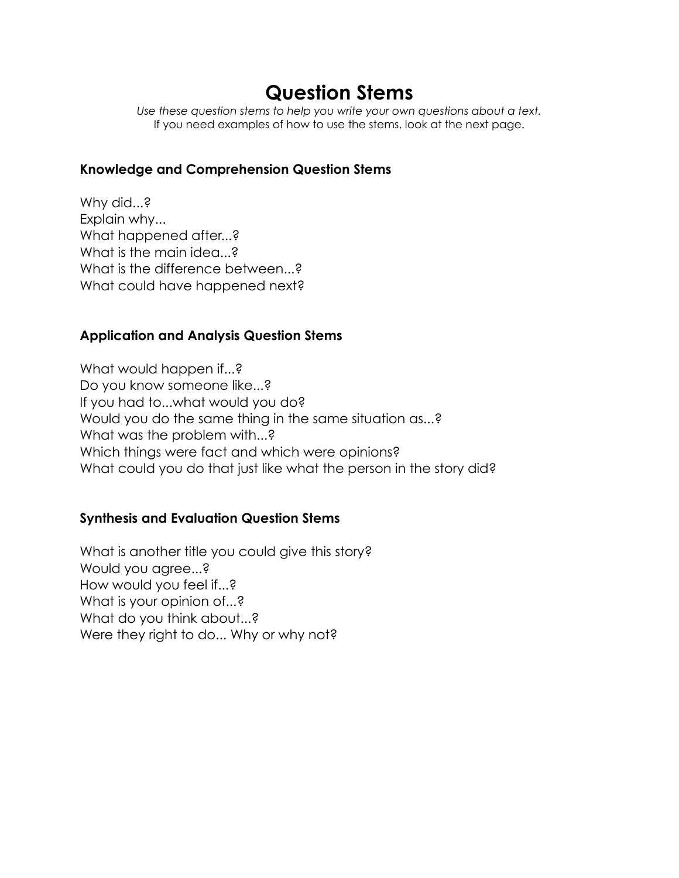# Question Stems

*Use these question stems to help you write your own questions about a text.*
If you need examples of how to use the stems, look at the next page.

### Knowledge and Comprehension Question Stems

Why did...?
Explain why...
What happened after...?
What is the main idea...?
What is the difference between...?
What could have happened next?

### Application and Analysis Question Stems

What would happen if...?
Do you know someone like...?
If you had to...what would you do?
Would you do the same thing in the same situation as...?
What was the problem with...?
Which things were fact and which were opinions?
What could you do that just like what the person in the story did?

### Synthesis and Evaluation Question Stems

What is another title you could give this story?
Would you agree...?
How would you feel if...?
What is your opinion of...?
What do you think about...?
Were they right to do... Why or why not?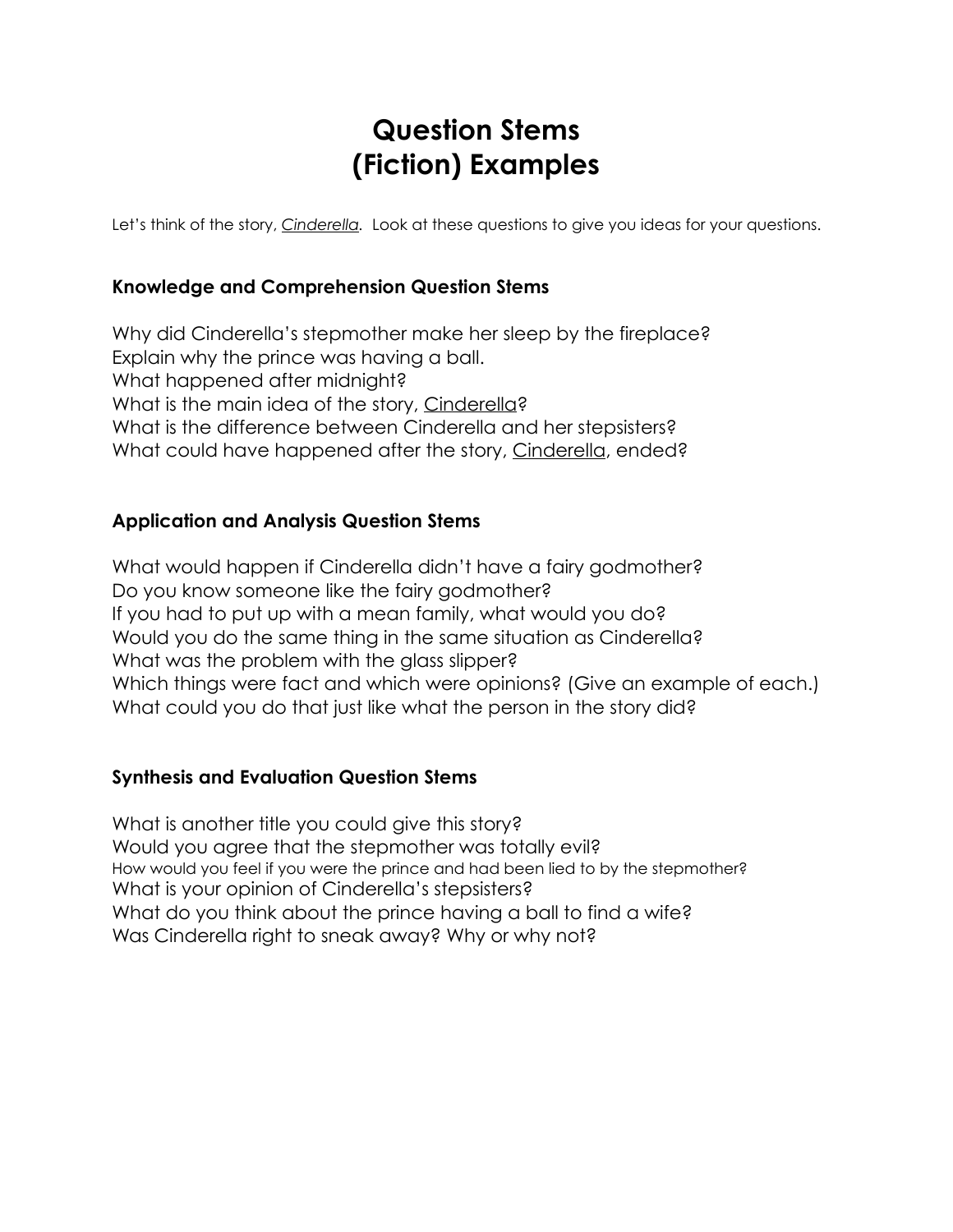# Question Stems (Fiction) Examples

Let's think of the story, *<u>Cinderella</u>*. Look at these questions to give you ideas for your questions.

### Knowledge and Comprehension Question Stems

Why did Cinderella's stepmother make her sleep by the fireplace?
Explain why the prince was having a ball.
What happened after midnight?
What is the main idea of the story, <u>Cinderella</u>?
What is the difference between Cinderella and her stepsisters?
What could have happened after the story, <u>Cinderella</u>, ended?

### Application and Analysis Question Stems

What would happen if Cinderella didn't have a fairy godmother?
Do you know someone like the fairy godmother?
If you had to put up with a mean family, what would you do?
Would you do the same thing in the same situation as Cinderella?
What was the problem with the glass slipper?
Which things were fact and which were opinions? (Give an example of each.)
What could you do that just like what the person in the story did?

### Synthesis and Evaluation Question Stems

What is another title you could give this story?
Would you agree that the stepmother was totally evil?
How would you feel if you were the prince and had been lied to by the stepmother?
What is your opinion of Cinderella's stepsisters?
What do you think about the prince having a ball to find a wife?
Was Cinderella right to sneak away? Why or why not?